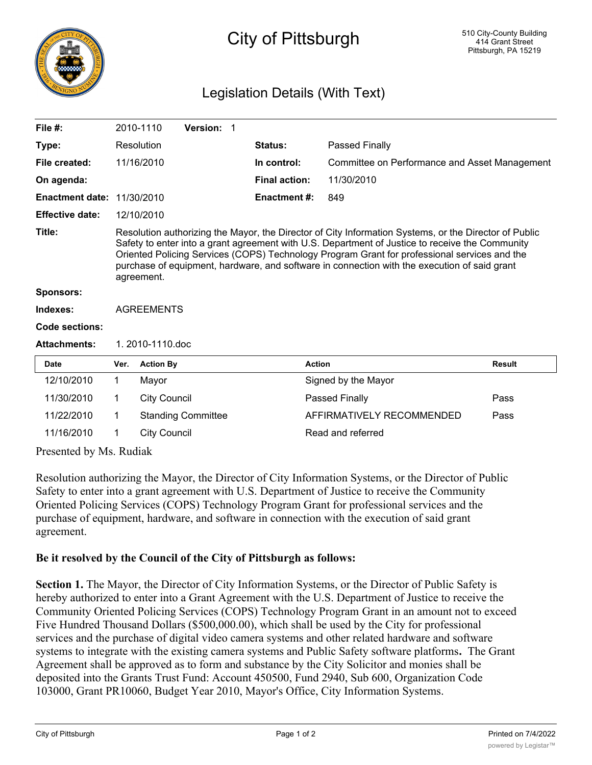# City of Pittsburgh

510 City-County Building
414 Grant Street
Pittsburgh, PA 15219

## Legislation Details (With Text)

| | | | |
|---|---|---|---|
| **File #:** | 2010-1110 **Version:** 1 | | |
| **Type:** | Resolution | **Status:** | Passed Finally |
| **File created:** | 11/16/2010 | **In control:** | Committee on Performance and Asset Management |
| **On agenda:** | | **Final action:** | 11/30/2010 |
| **Enactment date:** | 11/30/2010 | **Enactment #:** | 849 |
| **Effective date:** | 12/10/2010 | | |

**Title:** Resolution authorizing the Mayor, the Director of City Information Systems, or the Director of Public Safety to enter into a grant agreement with U.S. Department of Justice to receive the Community Oriented Policing Services (COPS) Technology Program Grant for professional services and the purchase of equipment, hardware, and software in connection with the execution of said grant agreement.

**Sponsors:**

**Indexes:** AGREEMENTS

**Code sections:**

**Attachments:** 1. 2010-1110.doc

| Date | Ver. | Action By | Action | Result |
|---|---|---|---|---|
| 12/10/2010 | 1 | Mayor | Signed by the Mayor | |
| 11/30/2010 | 1 | City Council | Passed Finally | Pass |
| 11/22/2010 | 1 | Standing Committee | AFFIRMATIVELY RECOMMENDED | Pass |
| 11/16/2010 | 1 | City Council | Read and referred | |

Presented by Ms. Rudiak

Resolution authorizing the Mayor, the Director of City Information Systems, or the Director of Public Safety to enter into a grant agreement with U.S. Department of Justice to receive the Community Oriented Policing Services (COPS) Technology Program Grant for professional services and the purchase of equipment, hardware, and software in connection with the execution of said grant agreement.

**Be it resolved by the Council of the City of Pittsburgh as follows:**

**Section 1.** The Mayor, the Director of City Information Systems, or the Director of Public Safety is hereby authorized to enter into a Grant Agreement with the U.S. Department of Justice to receive the Community Oriented Policing Services (COPS) Technology Program Grant in an amount not to exceed Five Hundred Thousand Dollars ($500,000.00), which shall be used by the City for professional services and the purchase of digital video camera systems and other related hardware and software systems to integrate with the existing camera systems and Public Safety software platforms**.** The Grant Agreement shall be approved as to form and substance by the City Solicitor and monies shall be deposited into the Grants Trust Fund: Account 450500, Fund 2940, Sub 600, Organization Code 103000, Grant PR10060, Budget Year 2010, Mayor's Office, City Information Systems.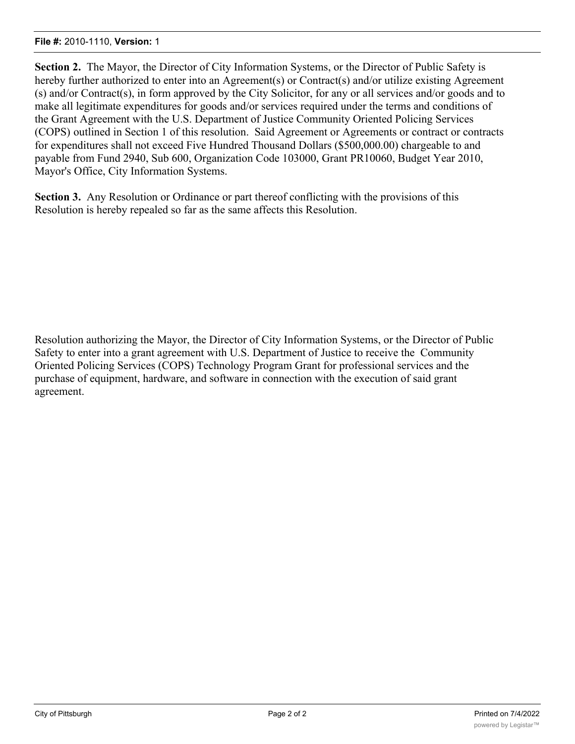**Section 2.** The Mayor, the Director of City Information Systems, or the Director of Public Safety is hereby further authorized to enter into an Agreement(s) or Contract(s) and/or utilize existing Agreement (s) and/or Contract(s), in form approved by the City Solicitor, for any or all services and/or goods and to make all legitimate expenditures for goods and/or services required under the terms and conditions of the Grant Agreement with the U.S. Department of Justice Community Oriented Policing Services (COPS) outlined in Section 1 of this resolution. Said Agreement or Agreements or contract or contracts for expenditures shall not exceed Five Hundred Thousand Dollars ($500,000.00) chargeable to and payable from Fund 2940, Sub 600, Organization Code 103000, Grant PR10060, Budget Year 2010, Mayor's Office, City Information Systems.

**Section 3.** Any Resolution or Ordinance or part thereof conflicting with the provisions of this Resolution is hereby repealed so far as the same affects this Resolution.

Resolution authorizing the Mayor, the Director of City Information Systems, or the Director of Public Safety to enter into a grant agreement with U.S. Department of Justice to receive the Community Oriented Policing Services (COPS) Technology Program Grant for professional services and the purchase of equipment, hardware, and software in connection with the execution of said grant agreement.